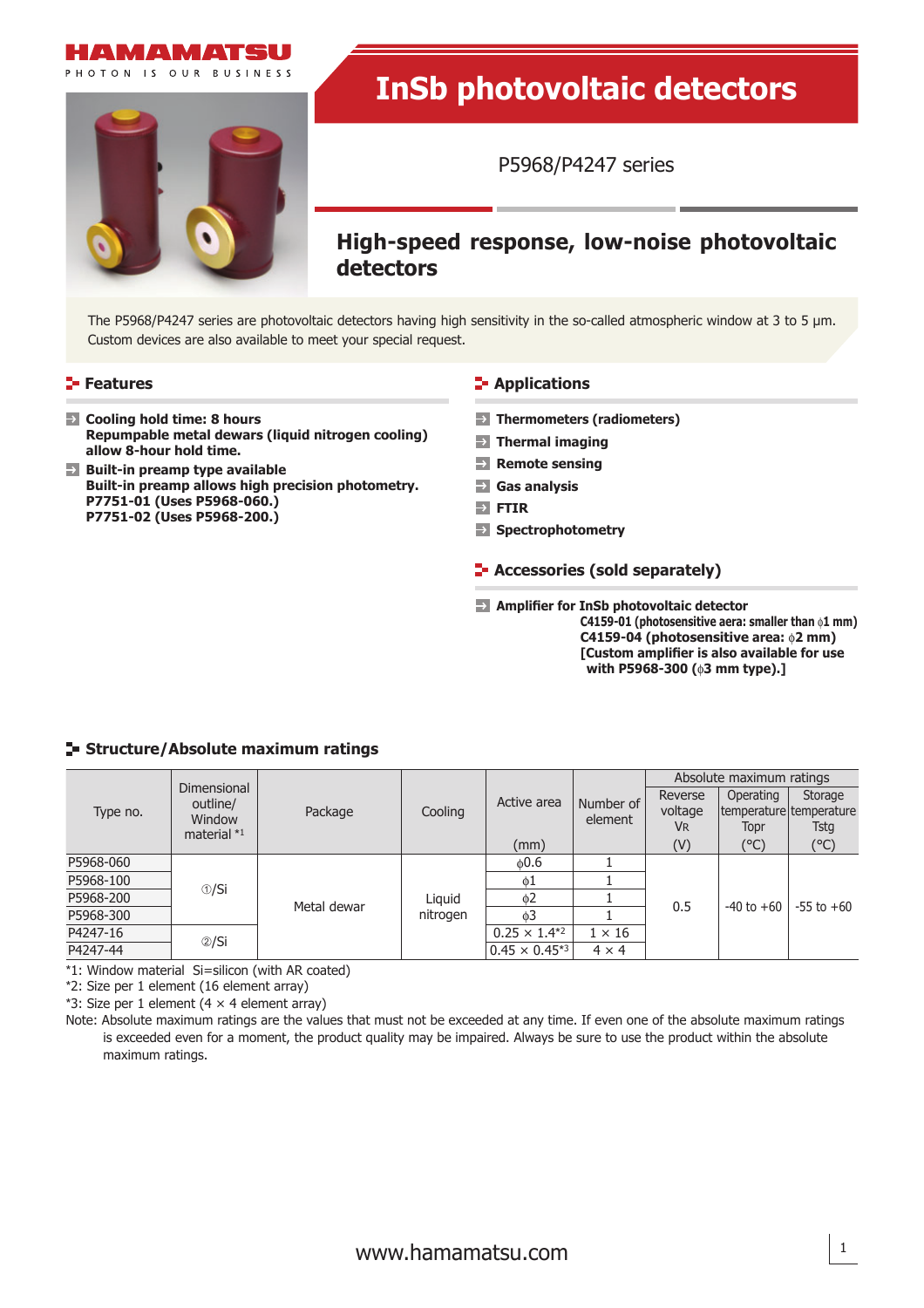HAMAMATSU

PHOTON IS OUR BUSINESS

# InSb photovoltaic detectors

P5968/P4247 series

## High-speed response, low-noise photovoltaic detectors

The P5968/P4247 series are photovoltaic detectors having high sensitivity in the so-called atmospheric window at 3 to 5 µm. Custom devices are also available to meet your special request.

### Features

- **Cooling hold time: 8 hours**
  **Repumpable metal dewars (liquid nitrogen cooling) allow 8-hour hold time.**
- **Built-in preamp type available**
  **Built-in preamp allows high precision photometry.**
  **P7751-01 (Uses P5968-060.)**
  **P7751-02 (Uses P5968-200.)**

### Applications

- **Thermometers (radiometers)**
- **Thermal imaging**
- **Remote sensing**
- **Gas analysis**
- **FTIR**
- **Spectrophotometry**

### Accessories (sold separately)

- **Amplifier for InSb photovoltaic detector**
  **C4159-01 (photosensitive aera: smaller than ϕ1 mm)**
  **C4159-04 (photosensitive area: ϕ2 mm)**
  **[Custom amplifier is also available for use with P5968-300 (ϕ3 mm type).]**

### Structure/Absolute maximum ratings

| Type no. | Dimensional outline/ Window material *1 | Package | Cooling | Active area (mm) | Number of element | Absolute maximum ratings: Reverse voltage $V_R$ (V) | Absolute maximum ratings: Operating temperature Topr (°C) | Absolute maximum ratings: Storage temperature Tstg (°C) |
|---|---|---|---|---|---|---|---|---|
| P5968-060 | ①/Si | Metal dewar | Liquid nitrogen | ϕ0.6 | 1 | 0.5 | -40 to +60 | -55 to +60 |
| P5968-100 | ①/Si | Metal dewar | Liquid nitrogen | ϕ1 | 1 | 0.5 | -40 to +60 | -55 to +60 |
| P5968-200 | ①/Si | Metal dewar | Liquid nitrogen | ϕ2 | 1 | 0.5 | -40 to +60 | -55 to +60 |
| P5968-300 | ①/Si | Metal dewar | Liquid nitrogen | ϕ3 | 1 | 0.5 | -40 to +60 | -55 to +60 |
| P4247-16 | ②/Si | Metal dewar | Liquid nitrogen | 0.25 × 1.4*2 | 1 × 16 | 0.5 | -40 to +60 | -55 to +60 |
| P4247-44 | ②/Si | Metal dewar | Liquid nitrogen | 0.45 × 0.45*3 | 4 × 4 | 0.5 | -40 to +60 | -55 to +60 |

*1: Window material Si=silicon (with AR coated)
*2: Size per 1 element (16 element array)
*3: Size per 1 element (4 × 4 element array)
Note: Absolute maximum ratings are the values that must not be exceeded at any time. If even one of the absolute maximum ratings is exceeded even for a moment, the product quality may be impaired. Always be sure to use the product within the absolute maximum ratings.

www.hamamatsu.com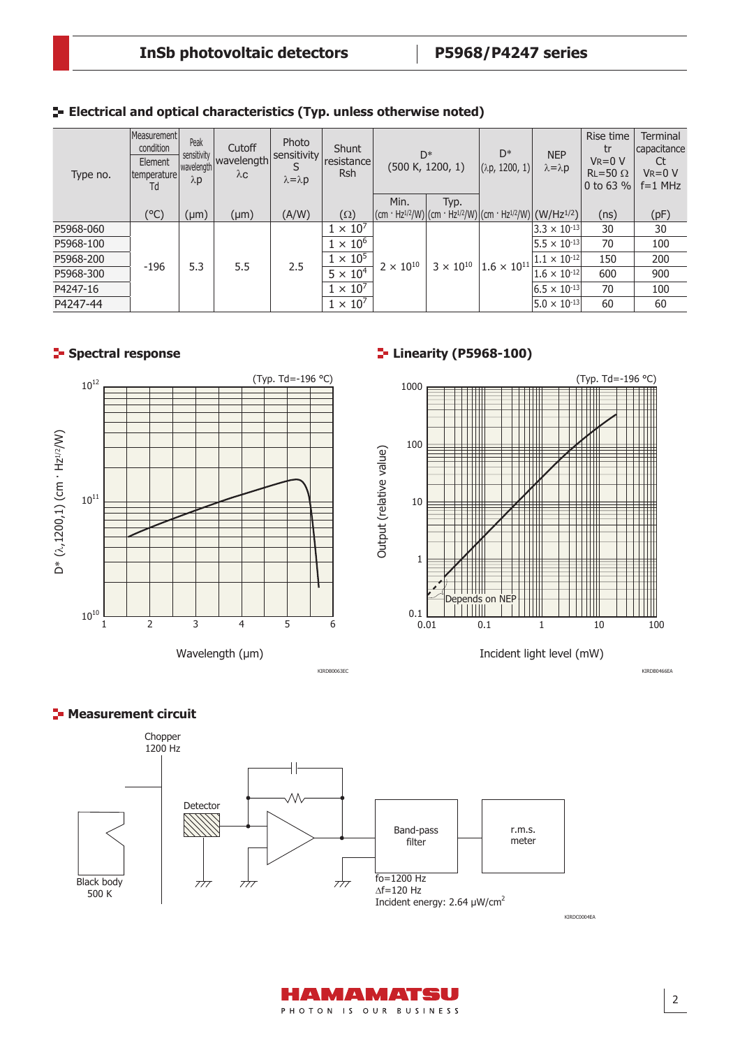## Electrical and optical characteristics (Typ. unless otherwise noted)

| Type no. | Measurement condition Element temperature Td | Peak sensitivity wavelength λp | Cutoff wavelength λc | Photo sensitivity S λ=λp | Shunt resistance Rsh | D* (500 K, 1200, 1) | | D* (λp, 1200, 1) | NEP λ=λp | Rise time tr VR=0 V RL=50 Ω 0 to 63 % | Terminal capacitance Ct VR=0 V f=1 MHz |
|---|---|---|---|---|---|---|---|---|---|---|---|
| | | | | | | Min. | Typ. | | | | |
| | (°C) | (μm) | (μm) | (A/W) | (Ω) | ($cm \cdot Hz^{1/2}/W$) | ($cm \cdot Hz^{1/2}/W$) | ($cm \cdot Hz^{1/2}/W$) | ($W/Hz^{1/2}$) | (ns) | (pF) |
| P5968-060 | -196 | 5.3 | 5.5 | 2.5 | $1 \times 10^7$ | $2 \times 10^{10}$ | $3 \times 10^{10}$ | $1.6 \times 10^{11}$ | $3.3 \times 10^{-13}$ | 30 | 30 |
| P5968-100 | | | | | $1 \times 10^6$ | | | | $5.5 \times 10^{-13}$ | 70 | 100 |
| P5968-200 | | | | | $1 \times 10^5$ | | | | $1.1 \times 10^{-12}$ | 150 | 200 |
| P5968-300 | | | | | $5 \times 10^4$ | | | | $1.6 \times 10^{-12}$ | 600 | 900 |
| P4247-16 | | | | | $1 \times 10^7$ | | | | $6.5 \times 10^{-13}$ | 70 | 100 |
| P4247-44 | | | | | $1 \times 10^7$ | | | | $5.0 \times 10^{-13}$ | 60 | 60 |

## Spectral response

(Typ. Td=-196 °C)

D* (λ,1200,1) ($cm \cdot Hz^{1/2}/W$) vs. Wavelength (μm)

KIRDB0063EC

## Linearity (P5968-100)

(Typ. Td=-196 °C)

Output (relative value) vs. Incident light level (mW)

Depends on NEP

KIRDB0466EA

## Measurement circuit

Chopper 1200 Hz

Detector

Black body 500 K

Band-pass filter

r.m.s. meter

fo=1200 Hz
Δf=120 Hz
Incident energy: 2.64 μW/cm²

KIRDC0004EA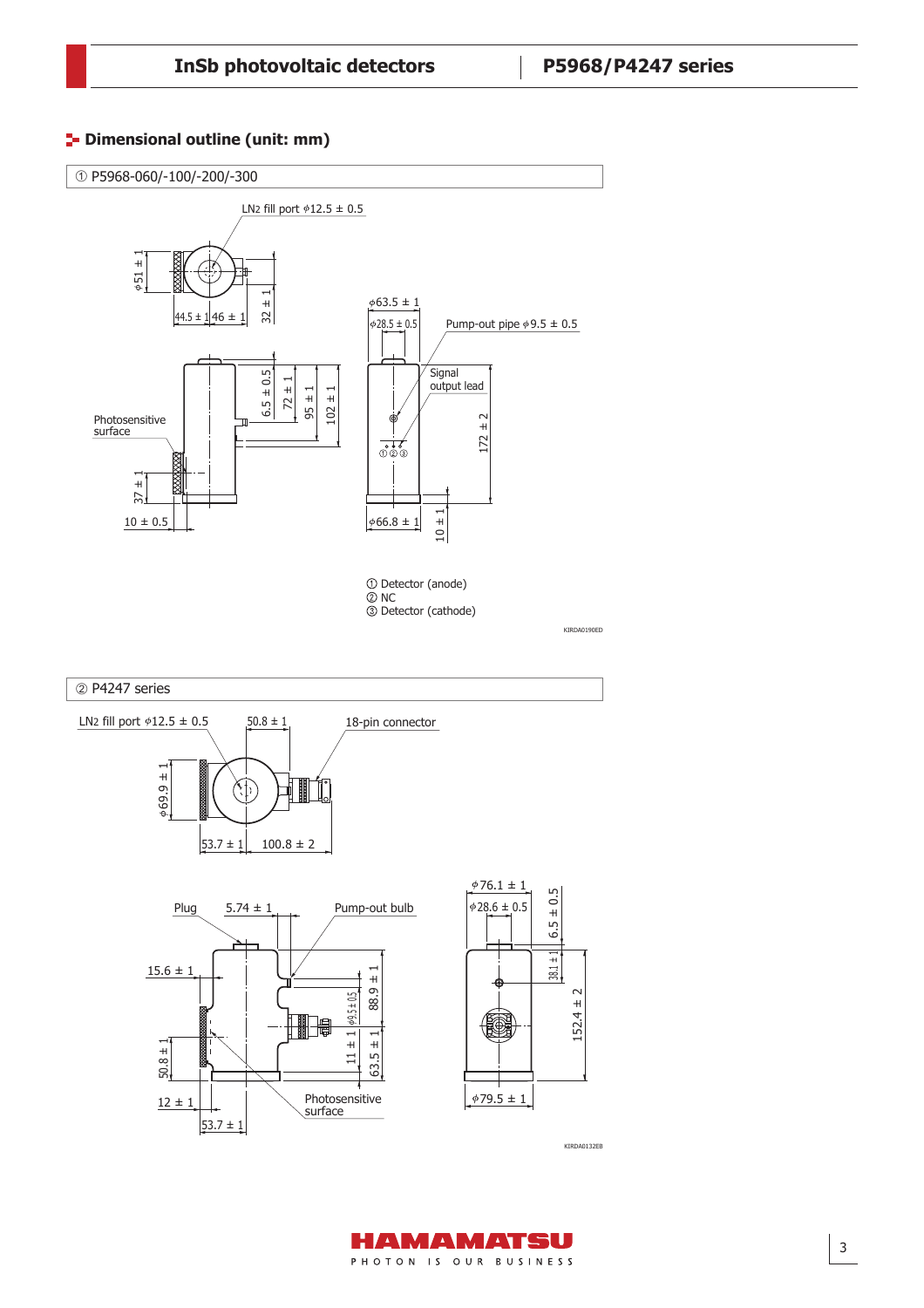## Dimensional outline (unit: mm)

① P5968-060/-100/-200/-300

LN2 fill port ϕ12.5 ± 0.5

ϕ51 ± 1

44.5 ± 1 | 46 ± 1

32 ± 1

ϕ63.5 ± 1

ϕ28.5 ± 0.5

Pump-out pipe ϕ9.5 ± 0.5

Signal output lead

6.5 ± 0.5

72 ± 1

95 ± 1

102 ± 1

172 ± 2

Photosensitive surface

37 ± 1

10 ± 0.5

ϕ66.8 ± 1

10 ± 1

① Detector (anode)
② NC
③ Detector (cathode)

KIRDA0190ED

② P4247 series

LN2 fill port ϕ12.5 ± 0.5

50.8 ± 1

18-pin connector

ϕ69.9 ± 1

53.7 ± 1

100.8 ± 2

ϕ76.1 ± 1

ϕ28.6 ± 0.5

6.5 ± 0.5

Plug

5.74 ± 1

Pump-out bulb

15.6 ± 1

38.1 ± 1

88.9 ± 1

ϕ9.5 ± 0.5

152.4 ± 2

50.8 ± 1

11 ± 1

63.5 ± 1

12 ± 1

Photosensitive surface

53.7 ± 1

ϕ79.5 ± 1

KIRDA0132EB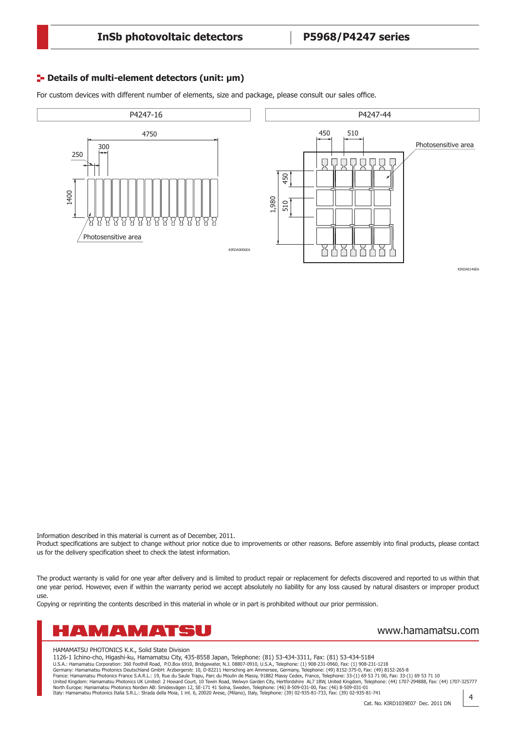## Details of multi-element detectors (unit: μm)

For custom devices with different number of elements, size and package, please consult our sales office.

P4247-16

4750

300

250

1400

Photosensitive area

KIRDA0006EA

P4247-44

450

510

Photosensitive area

450

1,980

510

KIRDA0146EA

Information described in this material is current as of December, 2011.

Product specifications are subject to change without prior notice due to improvements or other reasons. Before assembly into final products, please contact us for the delivery specification sheet to check the latest information.

The product warranty is valid for one year after delivery and is limited to product repair or replacement for defects discovered and reported to us within that one year period. However, even if within the warranty period we accept absolutely no liability for any loss caused by natural disasters or improper product use.

Copying or reprinting the contents described in this material in whole or in part is prohibited without our prior permission.

**HAMAMATSU**

www.hamamatsu.com

HAMAMATSU PHOTONICS K.K., Solid State Division

1126-1 Ichino-cho, Higashi-ku, Hamamatsu City, 435-8558 Japan, Telephone: (81) 53-434-3311, Fax: (81) 53-434-5184

U.S.A.: Hamamatsu Corporation: 360 Foothill Road, P.O.Box 6910, Bridgewater, N.J. 08807-0910, U.S.A., Telephone: (1) 908-231-0960, Fax: (1) 908-231-1218

Germany: Hamamatsu Photonics Deutschland GmbH: Arzbergerstr. 10, D-82211 Herrsching am Ammersee, Germany, Telephone: (49) 8152-375-0, Fax: (49) 8152-265-8

France: Hamamatsu Photonics France S.A.R.L.: 19, Rue du Saule Trapu, Parc du Moulin de Massy, 91882 Massy Cedex, France, Telephone: 33-(1) 69 53 71 00, Fax: 33-(1) 69 53 71 10

United Kingdom: Hamamatsu Photonics UK Limited: 2 Howard Court, 10 Tewin Road, Welwyn Garden City, Hertfordshire AL7 1BW, United Kingdom, Telephone: (44) 1707-294888, Fax: (44) 1707-325777

North Europe: Hamamatsu Photonics Norden AB: Smidesvägen 12, SE-171 41 Solna, Sweden, Telephone: (46) 8-509-031-00, Fax: (46) 8-509-031-01

Italy: Hamamatsu Photonics Italia S.R.L.: Strada della Moia, 1 int. 6, 20020 Arese, (Milano), Italy, Telephone: (39) 02-935-81-733, Fax: (39) 02-935-81-741

Cat. No. KIRD1039E07 Dec. 2011 DN